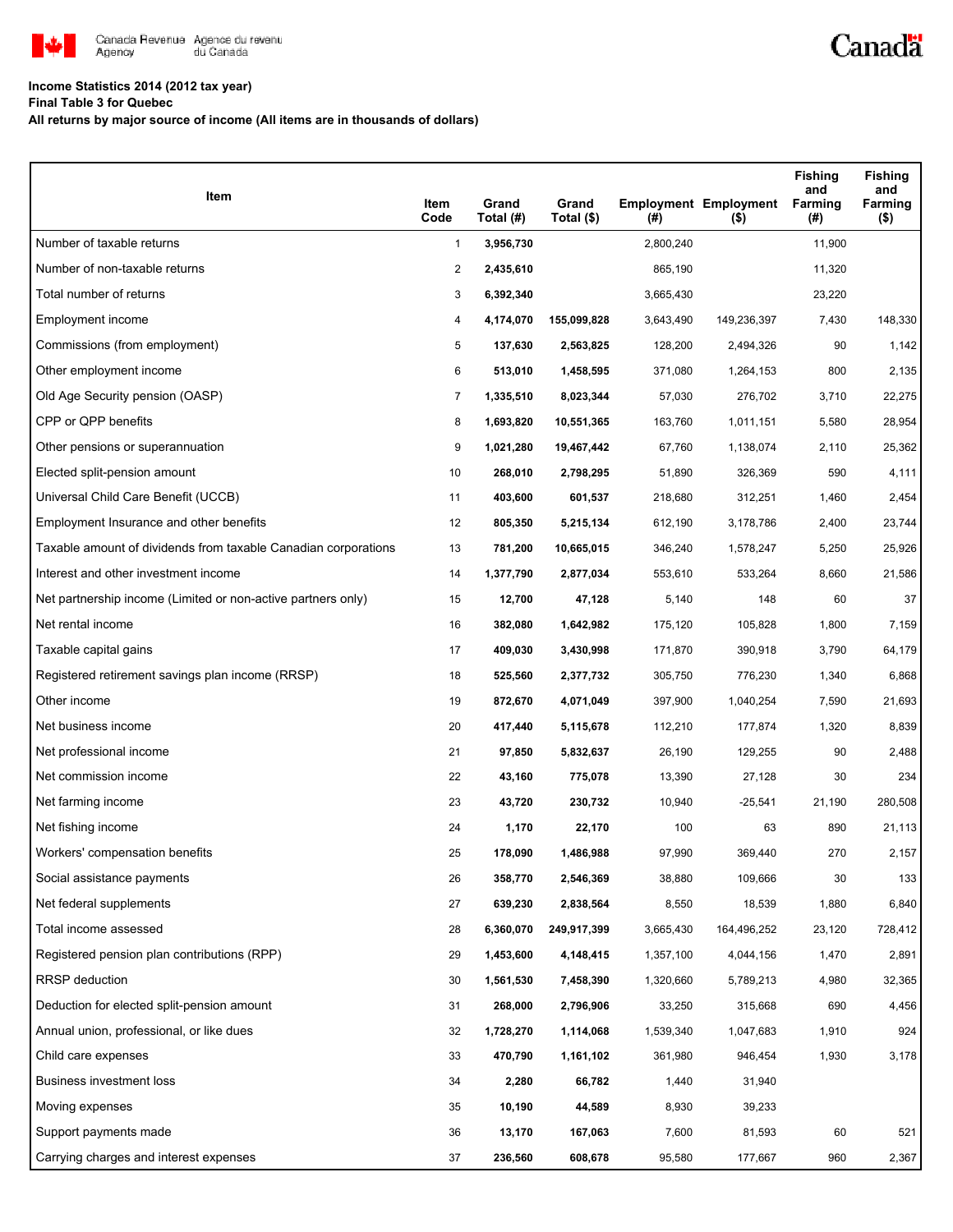**Income Statistics 2014 (2012 tax year)**

**Final Table 3 for Quebec**

**All returns by major source of income (All items are in thousands of dollars)**

| Item | Item Code | Grand Total (#) | Grand Total ($) | Employment (#) | Employment ($) | Fishing and Farming (#) | Fishing and Farming ($) |
|---|---|---|---|---|---|---|---|
| Number of taxable returns | 1 | **3,956,730** | | 2,800,240 | | 11,900 | |
| Number of non-taxable returns | 2 | **2,435,610** | | 865,190 | | 11,320 | |
| Total number of returns | 3 | **6,392,340** | | 3,665,430 | | 23,220 | |
| Employment income | 4 | **4,174,070** | **155,099,828** | 3,643,490 | 149,236,397 | 7,430 | 148,330 |
| Commissions (from employment) | 5 | **137,630** | **2,563,825** | 128,200 | 2,494,326 | 90 | 1,142 |
| Other employment income | 6 | **513,010** | **1,458,595** | 371,080 | 1,264,153 | 800 | 2,135 |
| Old Age Security pension (OASP) | 7 | **1,335,510** | **8,023,344** | 57,030 | 276,702 | 3,710 | 22,275 |
| CPP or QPP benefits | 8 | **1,693,820** | **10,551,365** | 163,760 | 1,011,151 | 5,580 | 28,954 |
| Other pensions or superannuation | 9 | **1,021,280** | **19,467,442** | 67,760 | 1,138,074 | 2,110 | 25,362 |
| Elected split-pension amount | 10 | **268,010** | **2,798,295** | 51,890 | 326,369 | 590 | 4,111 |
| Universal Child Care Benefit (UCCB) | 11 | **403,600** | **601,537** | 218,680 | 312,251 | 1,460 | 2,454 |
| Employment Insurance and other benefits | 12 | **805,350** | **5,215,134** | 612,190 | 3,178,786 | 2,400 | 23,744 |
| Taxable amount of dividends from taxable Canadian corporations | 13 | **781,200** | **10,665,015** | 346,240 | 1,578,247 | 5,250 | 25,926 |
| Interest and other investment income | 14 | **1,377,790** | **2,877,034** | 553,610 | 533,264 | 8,660 | 21,586 |
| Net partnership income (Limited or non-active partners only) | 15 | **12,700** | **47,128** | 5,140 | 148 | 60 | 37 |
| Net rental income | 16 | **382,080** | **1,642,982** | 175,120 | 105,828 | 1,800 | 7,159 |
| Taxable capital gains | 17 | **409,030** | **3,430,998** | 171,870 | 390,918 | 3,790 | 64,179 |
| Registered retirement savings plan income (RRSP) | 18 | **525,560** | **2,377,732** | 305,750 | 776,230 | 1,340 | 6,868 |
| Other income | 19 | **872,670** | **4,071,049** | 397,900 | 1,040,254 | 7,590 | 21,693 |
| Net business income | 20 | **417,440** | **5,115,678** | 112,210 | 177,874 | 1,320 | 8,839 |
| Net professional income | 21 | **97,850** | **5,832,637** | 26,190 | 129,255 | 90 | 2,488 |
| Net commission income | 22 | **43,160** | **775,078** | 13,390 | 27,128 | 30 | 234 |
| Net farming income | 23 | **43,720** | **230,732** | 10,940 | -25,541 | 21,190 | 280,508 |
| Net fishing income | 24 | **1,170** | **22,170** | 100 | 63 | 890 | 21,113 |
| Workers' compensation benefits | 25 | **178,090** | **1,486,988** | 97,990 | 369,440 | 270 | 2,157 |
| Social assistance payments | 26 | **358,770** | **2,546,369** | 38,880 | 109,666 | 30 | 133 |
| Net federal supplements | 27 | **639,230** | **2,838,564** | 8,550 | 18,539 | 1,880 | 6,840 |
| Total income assessed | 28 | **6,360,070** | **249,917,399** | 3,665,430 | 164,496,252 | 23,120 | 728,412 |
| Registered pension plan contributions (RPP) | 29 | **1,453,600** | **4,148,415** | 1,357,100 | 4,044,156 | 1,470 | 2,891 |
| RRSP deduction | 30 | **1,561,530** | **7,458,390** | 1,320,660 | 5,789,213 | 4,980 | 32,365 |
| Deduction for elected split-pension amount | 31 | **268,000** | **2,796,906** | 33,250 | 315,668 | 690 | 4,456 |
| Annual union, professional, or like dues | 32 | **1,728,270** | **1,114,068** | 1,539,340 | 1,047,683 | 1,910 | 924 |
| Child care expenses | 33 | **470,790** | **1,161,102** | 361,980 | 946,454 | 1,930 | 3,178 |
| Business investment loss | 34 | **2,280** | **66,782** | 1,440 | 31,940 | | |
| Moving expenses | 35 | **10,190** | **44,589** | 8,930 | 39,233 | | |
| Support payments made | 36 | **13,170** | **167,063** | 7,600 | 81,593 | 60 | 521 |
| Carrying charges and interest expenses | 37 | **236,560** | **608,678** | 95,580 | 177,667 | 960 | 2,367 |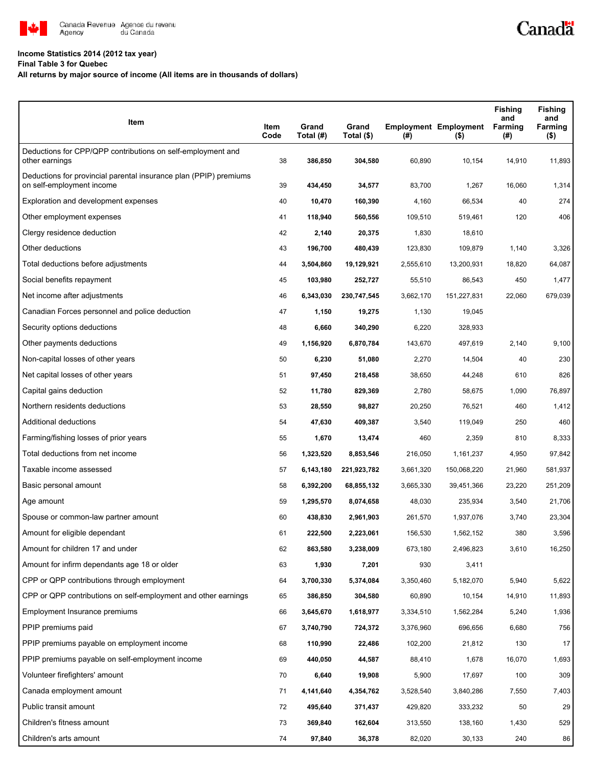**Income Statistics 2014 (2012 tax year)**
**Final Table 3 for Quebec**
**All returns by major source of income (All items are in thousands of dollars)**

| Item | Item Code | Grand Total (#) | Grand Total ($) | Employment (#) | Employment ($) | Fishing and Farming (#) | Fishing and Farming ($) |
|---|---|---|---|---|---|---|---|
| Deductions for CPP/QPP contributions on self-employment and other earnings | 38 | **386,850** | **304,580** | 60,890 | 10,154 | 14,910 | 11,893 |
| Deductions for provincial parental insurance plan (PPIP) premiums on self-employment income | 39 | **434,450** | **34,577** | 83,700 | 1,267 | 16,060 | 1,314 |
| Exploration and development expenses | 40 | **10,470** | **160,390** | 4,160 | 66,534 | 40 | 274 |
| Other employment expenses | 41 | **118,940** | **560,556** | 109,510 | 519,461 | 120 | 406 |
| Clergy residence deduction | 42 | **2,140** | **20,375** | 1,830 | 18,610 | | |
| Other deductions | 43 | **196,700** | **480,439** | 123,830 | 109,879 | 1,140 | 3,326 |
| Total deductions before adjustments | 44 | **3,504,860** | **19,129,921** | 2,555,610 | 13,200,931 | 18,820 | 64,087 |
| Social benefits repayment | 45 | **103,980** | **252,727** | 55,510 | 86,543 | 450 | 1,477 |
| Net income after adjustments | 46 | **6,343,030** | **230,747,545** | 3,662,170 | 151,227,831 | 22,060 | 679,039 |
| Canadian Forces personnel and police deduction | 47 | **1,150** | **19,275** | 1,130 | 19,045 | | |
| Security options deductions | 48 | **6,660** | **340,290** | 6,220 | 328,933 | | |
| Other payments deductions | 49 | **1,156,920** | **6,870,784** | 143,670 | 497,619 | 2,140 | 9,100 |
| Non-capital losses of other years | 50 | **6,230** | **51,080** | 2,270 | 14,504 | 40 | 230 |
| Net capital losses of other years | 51 | **97,450** | **218,458** | 38,650 | 44,248 | 610 | 826 |
| Capital gains deduction | 52 | **11,780** | **829,369** | 2,780 | 58,675 | 1,090 | 76,897 |
| Northern residents deductions | 53 | **28,550** | **98,827** | 20,250 | 76,521 | 460 | 1,412 |
| Additional deductions | 54 | **47,630** | **409,387** | 3,540 | 119,049 | 250 | 460 |
| Farming/fishing losses of prior years | 55 | **1,670** | **13,474** | 460 | 2,359 | 810 | 8,333 |
| Total deductions from net income | 56 | **1,323,520** | **8,853,546** | 216,050 | 1,161,237 | 4,950 | 97,842 |
| Taxable income assessed | 57 | **6,143,180** | **221,923,782** | 3,661,320 | 150,068,220 | 21,960 | 581,937 |
| Basic personal amount | 58 | **6,392,200** | **68,855,132** | 3,665,330 | 39,451,366 | 23,220 | 251,209 |
| Age amount | 59 | **1,295,570** | **8,074,658** | 48,030 | 235,934 | 3,540 | 21,706 |
| Spouse or common-law partner amount | 60 | **438,830** | **2,961,903** | 261,570 | 1,937,076 | 3,740 | 23,304 |
| Amount for eligible dependant | 61 | **222,500** | **2,223,061** | 156,530 | 1,562,152 | 380 | 3,596 |
| Amount for children 17 and under | 62 | **863,580** | **3,238,009** | 673,180 | 2,496,823 | 3,610 | 16,250 |
| Amount for infirm dependants age 18 or older | 63 | **1,930** | **7,201** | 930 | 3,411 | | |
| CPP or QPP contributions through employment | 64 | **3,700,330** | **5,374,084** | 3,350,460 | 5,182,070 | 5,940 | 5,622 |
| CPP or QPP contributions on self-employment and other earnings | 65 | **386,850** | **304,580** | 60,890 | 10,154 | 14,910 | 11,893 |
| Employment Insurance premiums | 66 | **3,645,670** | **1,618,977** | 3,334,510 | 1,562,284 | 5,240 | 1,936 |
| PPIP premiums paid | 67 | **3,740,790** | **724,372** | 3,376,960 | 696,656 | 6,680 | 756 |
| PPIP premiums payable on employment income | 68 | **110,990** | **22,486** | 102,200 | 21,812 | 130 | 17 |
| PPIP premiums payable on self-employment income | 69 | **440,050** | **44,587** | 88,410 | 1,678 | 16,070 | 1,693 |
| Volunteer firefighters' amount | 70 | **6,640** | **19,908** | 5,900 | 17,697 | 100 | 309 |
| Canada employment amount | 71 | **4,141,640** | **4,354,762** | 3,528,540 | 3,840,286 | 7,550 | 7,403 |
| Public transit amount | 72 | **495,640** | **371,437** | 429,820 | 333,232 | 50 | 29 |
| Children's fitness amount | 73 | **369,840** | **162,604** | 313,550 | 138,160 | 1,430 | 529 |
| Children's arts amount | 74 | **97,840** | **36,378** | 82,020 | 30,133 | 240 | 86 |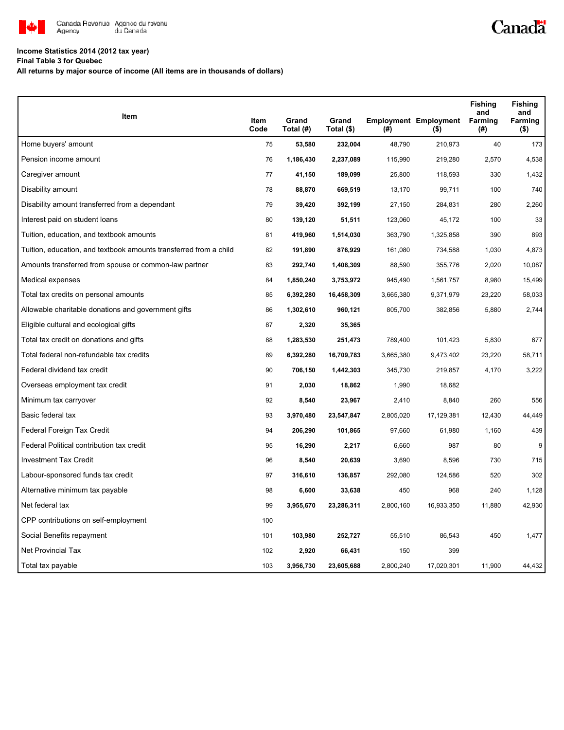**Income Statistics 2014 (2012 tax year)**

**Final Table 3 for Quebec**

**All returns by major source of income (All items are in thousands of dollars)**

| Item | Item Code | Grand Total (#) | Grand Total ($) | Employment (#) | Employment ($) | Fishing and Farming (#) | Fishing and Farming ($) |
|---|---|---|---|---|---|---|---|
| Home buyers' amount | 75 | 53,580 | 232,004 | 48,790 | 210,973 | 40 | 173 |
| Pension income amount | 76 | 1,186,430 | 2,237,089 | 115,990 | 219,280 | 2,570 | 4,538 |
| Caregiver amount | 77 | 41,150 | 189,099 | 25,800 | 118,593 | 330 | 1,432 |
| Disability amount | 78 | 88,870 | 669,519 | 13,170 | 99,711 | 100 | 740 |
| Disability amount transferred from a dependant | 79 | 39,420 | 392,199 | 27,150 | 284,831 | 280 | 2,260 |
| Interest paid on student loans | 80 | 139,120 | 51,511 | 123,060 | 45,172 | 100 | 33 |
| Tuition, education, and textbook amounts | 81 | 419,960 | 1,514,030 | 363,790 | 1,325,858 | 390 | 893 |
| Tuition, education, and textbook amounts transferred from a child | 82 | 191,890 | 876,929 | 161,080 | 734,588 | 1,030 | 4,873 |
| Amounts transferred from spouse or common-law partner | 83 | 292,740 | 1,408,309 | 88,590 | 355,776 | 2,020 | 10,087 |
| Medical expenses | 84 | 1,850,240 | 3,753,972 | 945,490 | 1,561,757 | 8,980 | 15,499 |
| Total tax credits on personal amounts | 85 | 6,392,280 | 16,458,309 | 3,665,380 | 9,371,979 | 23,220 | 58,033 |
| Allowable charitable donations and government gifts | 86 | 1,302,610 | 960,121 | 805,700 | 382,856 | 5,880 | 2,744 |
| Eligible cultural and ecological gifts | 87 | 2,320 | 35,365 | | | | |
| Total tax credit on donations and gifts | 88 | 1,283,530 | 251,473 | 789,400 | 101,423 | 5,830 | 677 |
| Total federal non-refundable tax credits | 89 | 6,392,280 | 16,709,783 | 3,665,380 | 9,473,402 | 23,220 | 58,711 |
| Federal dividend tax credit | 90 | 706,150 | 1,442,303 | 345,730 | 219,857 | 4,170 | 3,222 |
| Overseas employment tax credit | 91 | 2,030 | 18,862 | 1,990 | 18,682 | | |
| Minimum tax carryover | 92 | 8,540 | 23,967 | 2,410 | 8,840 | 260 | 556 |
| Basic federal tax | 93 | 3,970,480 | 23,547,847 | 2,805,020 | 17,129,381 | 12,430 | 44,449 |
| Federal Foreign Tax Credit | 94 | 206,290 | 101,865 | 97,660 | 61,980 | 1,160 | 439 |
| Federal Political contribution tax credit | 95 | 16,290 | 2,217 | 6,660 | 987 | 80 | 9 |
| Investment Tax Credit | 96 | 8,540 | 20,639 | 3,690 | 8,596 | 730 | 715 |
| Labour-sponsored funds tax credit | 97 | 316,610 | 136,857 | 292,080 | 124,586 | 520 | 302 |
| Alternative minimum tax payable | 98 | 6,600 | 33,638 | 450 | 968 | 240 | 1,128 |
| Net federal tax | 99 | 3,955,670 | 23,286,311 | 2,800,160 | 16,933,350 | 11,880 | 42,930 |
| CPP contributions on self-employment | 100 | | | | | | |
| Social Benefits repayment | 101 | 103,980 | 252,727 | 55,510 | 86,543 | 450 | 1,477 |
| Net Provincial Tax | 102 | 2,920 | 66,431 | 150 | 399 | | |
| Total tax payable | 103 | 3,956,730 | 23,605,688 | 2,800,240 | 17,020,301 | 11,900 | 44,432 |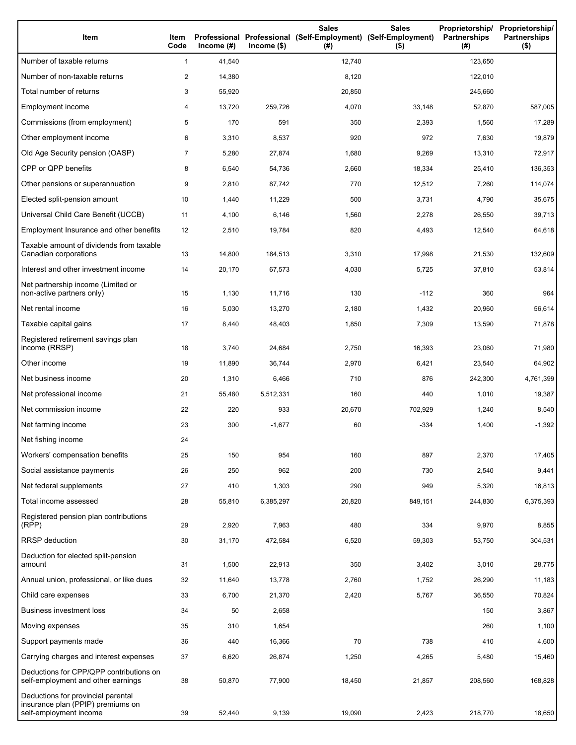| Item | Item Code | Professional Income (#) | Professional Income ($) | Sales (Self-Employment) (#) | Sales (Self-Employment) ($) | Proprietorship/ Partnerships (#) | Proprietorship/ Partnerships ($) |
|---|---|---|---|---|---|---|---|
| Number of taxable returns | 1 | 41,540 | | 12,740 | | 123,650 | |
| Number of non-taxable returns | 2 | 14,380 | | 8,120 | | 122,010 | |
| Total number of returns | 3 | 55,920 | | 20,850 | | 245,660 | |
| Employment income | 4 | 13,720 | 259,726 | 4,070 | 33,148 | 52,870 | 587,005 |
| Commissions (from employment) | 5 | 170 | 591 | 350 | 2,393 | 1,560 | 17,289 |
| Other employment income | 6 | 3,310 | 8,537 | 920 | 972 | 7,630 | 19,879 |
| Old Age Security pension (OASP) | 7 | 5,280 | 27,874 | 1,680 | 9,269 | 13,310 | 72,917 |
| CPP or QPP benefits | 8 | 6,540 | 54,736 | 2,660 | 18,334 | 25,410 | 136,353 |
| Other pensions or superannuation | 9 | 2,810 | 87,742 | 770 | 12,512 | 7,260 | 114,074 |
| Elected split-pension amount | 10 | 1,440 | 11,229 | 500 | 3,731 | 4,790 | 35,675 |
| Universal Child Care Benefit (UCCB) | 11 | 4,100 | 6,146 | 1,560 | 2,278 | 26,550 | 39,713 |
| Employment Insurance and other benefits | 12 | 2,510 | 19,784 | 820 | 4,493 | 12,540 | 64,618 |
| Taxable amount of dividends from taxable Canadian corporations | 13 | 14,800 | 184,513 | 3,310 | 17,998 | 21,530 | 132,609 |
| Interest and other investment income | 14 | 20,170 | 67,573 | 4,030 | 5,725 | 37,810 | 53,814 |
| Net partnership income (Limited or non-active partners only) | 15 | 1,130 | 11,716 | 130 | -112 | 360 | 964 |
| Net rental income | 16 | 5,030 | 13,270 | 2,180 | 1,432 | 20,960 | 56,614 |
| Taxable capital gains | 17 | 8,440 | 48,403 | 1,850 | 7,309 | 13,590 | 71,878 |
| Registered retirement savings plan income (RRSP) | 18 | 3,740 | 24,684 | 2,750 | 16,393 | 23,060 | 71,980 |
| Other income | 19 | 11,890 | 36,744 | 2,970 | 6,421 | 23,540 | 64,902 |
| Net business income | 20 | 1,310 | 6,466 | 710 | 876 | 242,300 | 4,761,399 |
| Net professional income | 21 | 55,480 | 5,512,331 | 160 | 440 | 1,010 | 19,387 |
| Net commission income | 22 | 220 | 933 | 20,670 | 702,929 | 1,240 | 8,540 |
| Net farming income | 23 | 300 | -1,677 | 60 | -334 | 1,400 | -1,392 |
| Net fishing income | 24 | | | | | | |
| Workers' compensation benefits | 25 | 150 | 954 | 160 | 897 | 2,370 | 17,405 |
| Social assistance payments | 26 | 250 | 962 | 200 | 730 | 2,540 | 9,441 |
| Net federal supplements | 27 | 410 | 1,303 | 290 | 949 | 5,320 | 16,813 |
| Total income assessed | 28 | 55,810 | 6,385,297 | 20,820 | 849,151 | 244,830 | 6,375,393 |
| Registered pension plan contributions (RPP) | 29 | 2,920 | 7,963 | 480 | 334 | 9,970 | 8,855 |
| RRSP deduction | 30 | 31,170 | 472,584 | 6,520 | 59,303 | 53,750 | 304,531 |
| Deduction for elected split-pension amount | 31 | 1,500 | 22,913 | 350 | 3,402 | 3,010 | 28,775 |
| Annual union, professional, or like dues | 32 | 11,640 | 13,778 | 2,760 | 1,752 | 26,290 | 11,183 |
| Child care expenses | 33 | 6,700 | 21,370 | 2,420 | 5,767 | 36,550 | 70,824 |
| Business investment loss | 34 | 50 | 2,658 | | | 150 | 3,867 |
| Moving expenses | 35 | 310 | 1,654 | | | 260 | 1,100 |
| Support payments made | 36 | 440 | 16,366 | 70 | 738 | 410 | 4,600 |
| Carrying charges and interest expenses | 37 | 6,620 | 26,874 | 1,250 | 4,265 | 5,480 | 15,460 |
| Deductions for CPP/QPP contributions on self-employment and other earnings | 38 | 50,870 | 77,900 | 18,450 | 21,857 | 208,560 | 168,828 |
| Deductions for provincial parental insurance plan (PPIP) premiums on self-employment income | 39 | 52,440 | 9,139 | 19,090 | 2,423 | 218,770 | 18,650 |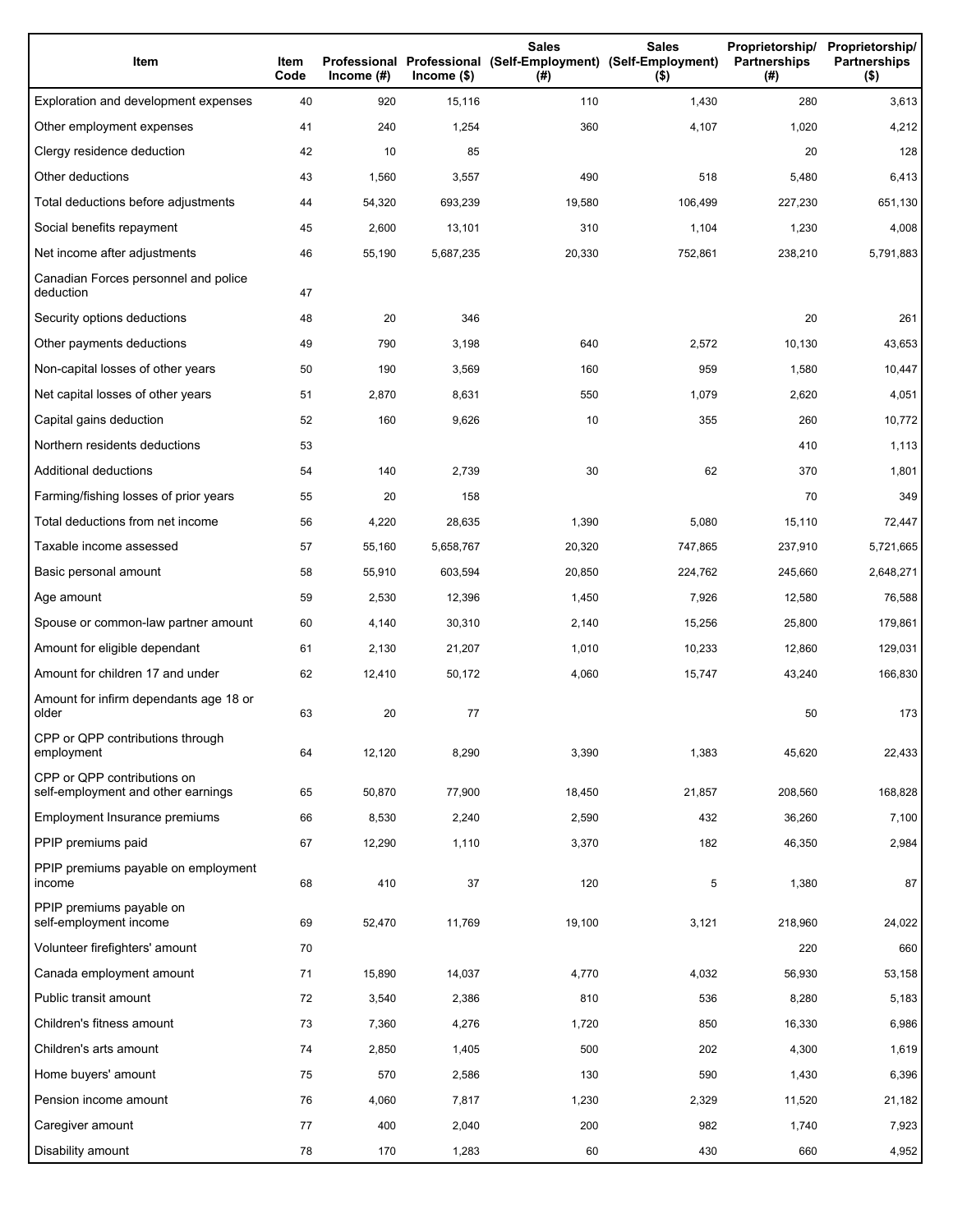| Item | Item Code | Professional Income (#) | Professional Income ($) | Sales (Self-Employment) (#) | Sales (Self-Employment) ($) | Proprietorship/ Partnerships (#) | Proprietorship/ Partnerships ($) |
|---|---|---|---|---|---|---|---|
| Exploration and development expenses | 40 | 920 | 15,116 | 110 | 1,430 | 280 | 3,613 |
| Other employment expenses | 41 | 240 | 1,254 | 360 | 4,107 | 1,020 | 4,212 |
| Clergy residence deduction | 42 | 10 | 85 | | | 20 | 128 |
| Other deductions | 43 | 1,560 | 3,557 | 490 | 518 | 5,480 | 6,413 |
| Total deductions before adjustments | 44 | 54,320 | 693,239 | 19,580 | 106,499 | 227,230 | 651,130 |
| Social benefits repayment | 45 | 2,600 | 13,101 | 310 | 1,104 | 1,230 | 4,008 |
| Net income after adjustments | 46 | 55,190 | 5,687,235 | 20,330 | 752,861 | 238,210 | 5,791,883 |
| Canadian Forces personnel and police deduction | 47 | | | | | | |
| Security options deductions | 48 | 20 | 346 | | | 20 | 261 |
| Other payments deductions | 49 | 790 | 3,198 | 640 | 2,572 | 10,130 | 43,653 |
| Non-capital losses of other years | 50 | 190 | 3,569 | 160 | 959 | 1,580 | 10,447 |
| Net capital losses of other years | 51 | 2,870 | 8,631 | 550 | 1,079 | 2,620 | 4,051 |
| Capital gains deduction | 52 | 160 | 9,626 | 10 | 355 | 260 | 10,772 |
| Northern residents deductions | 53 | | | | | 410 | 1,113 |
| Additional deductions | 54 | 140 | 2,739 | 30 | 62 | 370 | 1,801 |
| Farming/fishing losses of prior years | 55 | 20 | 158 | | | 70 | 349 |
| Total deductions from net income | 56 | 4,220 | 28,635 | 1,390 | 5,080 | 15,110 | 72,447 |
| Taxable income assessed | 57 | 55,160 | 5,658,767 | 20,320 | 747,865 | 237,910 | 5,721,665 |
| Basic personal amount | 58 | 55,910 | 603,594 | 20,850 | 224,762 | 245,660 | 2,648,271 |
| Age amount | 59 | 2,530 | 12,396 | 1,450 | 7,926 | 12,580 | 76,588 |
| Spouse or common-law partner amount | 60 | 4,140 | 30,310 | 2,140 | 15,256 | 25,800 | 179,861 |
| Amount for eligible dependant | 61 | 2,130 | 21,207 | 1,010 | 10,233 | 12,860 | 129,031 |
| Amount for children 17 and under | 62 | 12,410 | 50,172 | 4,060 | 15,747 | 43,240 | 166,830 |
| Amount for infirm dependants age 18 or older | 63 | 20 | 77 | | | 50 | 173 |
| CPP or QPP contributions through employment | 64 | 12,120 | 8,290 | 3,390 | 1,383 | 45,620 | 22,433 |
| CPP or QPP contributions on self-employment and other earnings | 65 | 50,870 | 77,900 | 18,450 | 21,857 | 208,560 | 168,828 |
| Employment Insurance premiums | 66 | 8,530 | 2,240 | 2,590 | 432 | 36,260 | 7,100 |
| PPIP premiums paid | 67 | 12,290 | 1,110 | 3,370 | 182 | 46,350 | 2,984 |
| PPIP premiums payable on employment income | 68 | 410 | 37 | 120 | 5 | 1,380 | 87 |
| PPIP premiums payable on self-employment income | 69 | 52,470 | 11,769 | 19,100 | 3,121 | 218,960 | 24,022 |
| Volunteer firefighters' amount | 70 | | | | | 220 | 660 |
| Canada employment amount | 71 | 15,890 | 14,037 | 4,770 | 4,032 | 56,930 | 53,158 |
| Public transit amount | 72 | 3,540 | 2,386 | 810 | 536 | 8,280 | 5,183 |
| Children's fitness amount | 73 | 7,360 | 4,276 | 1,720 | 850 | 16,330 | 6,986 |
| Children's arts amount | 74 | 2,850 | 1,405 | 500 | 202 | 4,300 | 1,619 |
| Home buyers' amount | 75 | 570 | 2,586 | 130 | 590 | 1,430 | 6,396 |
| Pension income amount | 76 | 4,060 | 7,817 | 1,230 | 2,329 | 11,520 | 21,182 |
| Caregiver amount | 77 | 400 | 2,040 | 200 | 982 | 1,740 | 7,923 |
| Disability amount | 78 | 170 | 1,283 | 60 | 430 | 660 | 4,952 |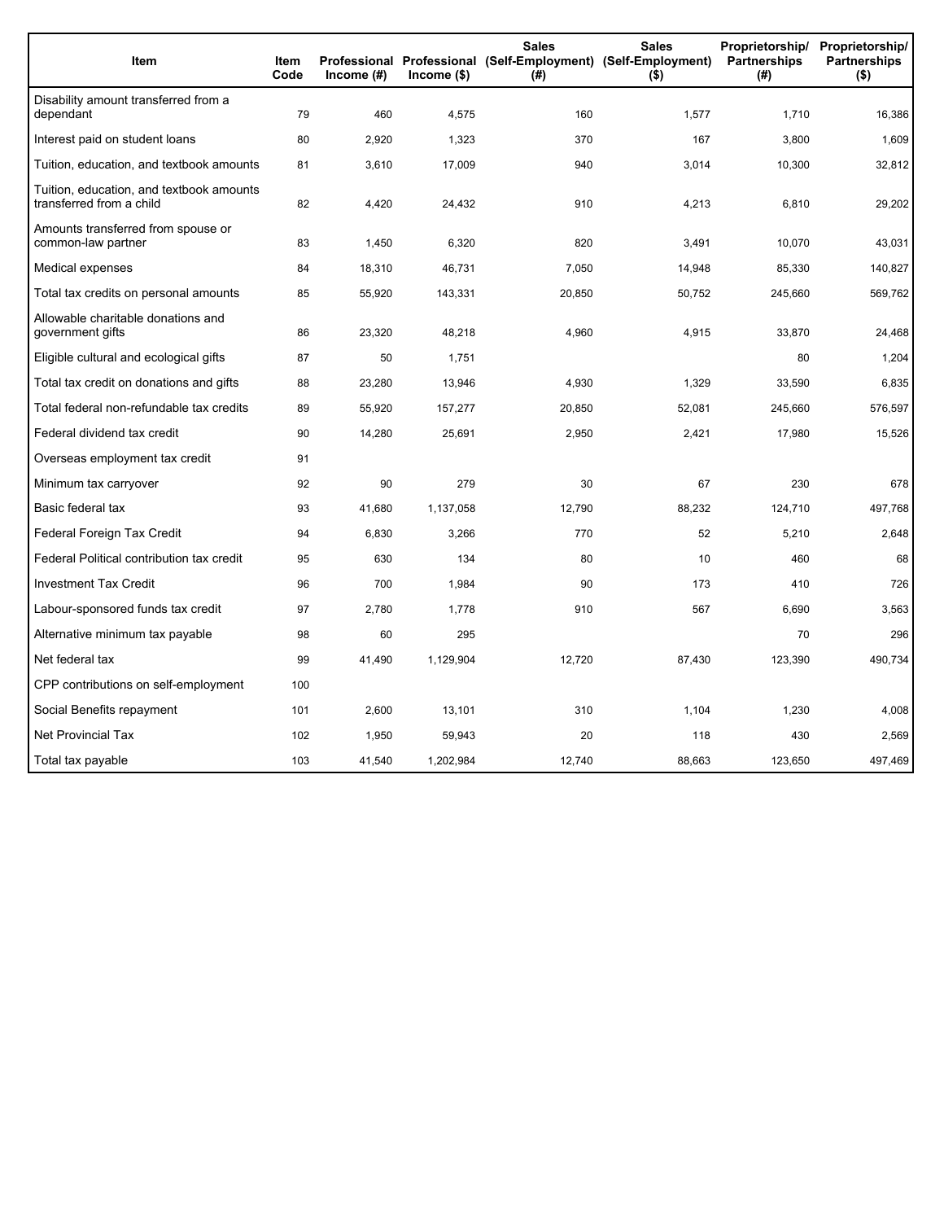| Item | Item Code | Professional Income (#) | Professional Income ($) | Sales (Self-Employment) (#) | Sales (Self-Employment) ($) | Proprietorship/ Partnerships (#) | Proprietorship/ Partnerships ($) |
|---|---|---|---|---|---|---|---|
| Disability amount transferred from a dependant | 79 | 460 | 4,575 | 160 | 1,577 | 1,710 | 16,386 |
| Interest paid on student loans | 80 | 2,920 | 1,323 | 370 | 167 | 3,800 | 1,609 |
| Tuition, education, and textbook amounts | 81 | 3,610 | 17,009 | 940 | 3,014 | 10,300 | 32,812 |
| Tuition, education, and textbook amounts transferred from a child | 82 | 4,420 | 24,432 | 910 | 4,213 | 6,810 | 29,202 |
| Amounts transferred from spouse or common-law partner | 83 | 1,450 | 6,320 | 820 | 3,491 | 10,070 | 43,031 |
| Medical expenses | 84 | 18,310 | 46,731 | 7,050 | 14,948 | 85,330 | 140,827 |
| Total tax credits on personal amounts | 85 | 55,920 | 143,331 | 20,850 | 50,752 | 245,660 | 569,762 |
| Allowable charitable donations and government gifts | 86 | 23,320 | 48,218 | 4,960 | 4,915 | 33,870 | 24,468 |
| Eligible cultural and ecological gifts | 87 | 50 | 1,751 | | | 80 | 1,204 |
| Total tax credit on donations and gifts | 88 | 23,280 | 13,946 | 4,930 | 1,329 | 33,590 | 6,835 |
| Total federal non-refundable tax credits | 89 | 55,920 | 157,277 | 20,850 | 52,081 | 245,660 | 576,597 |
| Federal dividend tax credit | 90 | 14,280 | 25,691 | 2,950 | 2,421 | 17,980 | 15,526 |
| Overseas employment tax credit | 91 | | | | | | |
| Minimum tax carryover | 92 | 90 | 279 | 30 | 67 | 230 | 678 |
| Basic federal tax | 93 | 41,680 | 1,137,058 | 12,790 | 88,232 | 124,710 | 497,768 |
| Federal Foreign Tax Credit | 94 | 6,830 | 3,266 | 770 | 52 | 5,210 | 2,648 |
| Federal Political contribution tax credit | 95 | 630 | 134 | 80 | 10 | 460 | 68 |
| Investment Tax Credit | 96 | 700 | 1,984 | 90 | 173 | 410 | 726 |
| Labour-sponsored funds tax credit | 97 | 2,780 | 1,778 | 910 | 567 | 6,690 | 3,563 |
| Alternative minimum tax payable | 98 | 60 | 295 | | | 70 | 296 |
| Net federal tax | 99 | 41,490 | 1,129,904 | 12,720 | 87,430 | 123,390 | 490,734 |
| CPP contributions on self-employment | 100 | | | | | | |
| Social Benefits repayment | 101 | 2,600 | 13,101 | 310 | 1,104 | 1,230 | 4,008 |
| Net Provincial Tax | 102 | 1,950 | 59,943 | 20 | 118 | 430 | 2,569 |
| Total tax payable | 103 | 41,540 | 1,202,984 | 12,740 | 88,663 | 123,650 | 497,469 |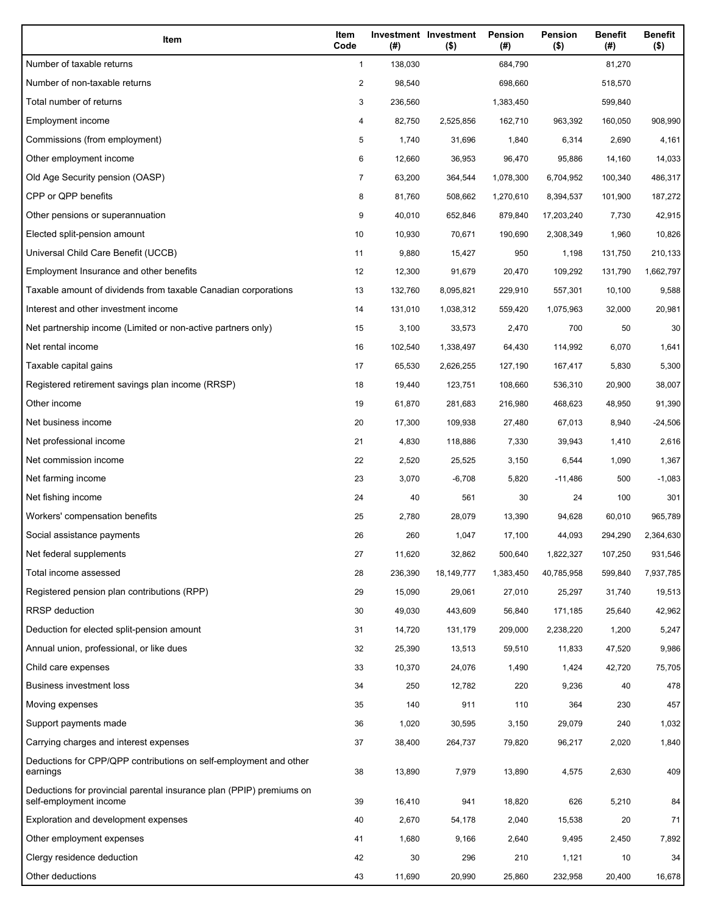| Item | Item Code | Investment (#) | Investment ($) | Pension (#) | Pension ($) | Benefit (#) | Benefit ($) |
| --- | --- | --- | --- | --- | --- | --- | --- |
| Number of taxable returns | 1 | 138,030 | | 684,790 | | 81,270 | |
| Number of non-taxable returns | 2 | 98,540 | | 698,660 | | 518,570 | |
| Total number of returns | 3 | 236,560 | | 1,383,450 | | 599,840 | |
| Employment income | 4 | 82,750 | 2,525,856 | 162,710 | 963,392 | 160,050 | 908,990 |
| Commissions (from employment) | 5 | 1,740 | 31,696 | 1,840 | 6,314 | 2,690 | 4,161 |
| Other employment income | 6 | 12,660 | 36,953 | 96,470 | 95,886 | 14,160 | 14,033 |
| Old Age Security pension (OASP) | 7 | 63,200 | 364,544 | 1,078,300 | 6,704,952 | 100,340 | 486,317 |
| CPP or QPP benefits | 8 | 81,760 | 508,662 | 1,270,610 | 8,394,537 | 101,900 | 187,272 |
| Other pensions or superannuation | 9 | 40,010 | 652,846 | 879,840 | 17,203,240 | 7,730 | 42,915 |
| Elected split-pension amount | 10 | 10,930 | 70,671 | 190,690 | 2,308,349 | 1,960 | 10,826 |
| Universal Child Care Benefit (UCCB) | 11 | 9,880 | 15,427 | 950 | 1,198 | 131,750 | 210,133 |
| Employment Insurance and other benefits | 12 | 12,300 | 91,679 | 20,470 | 109,292 | 131,790 | 1,662,797 |
| Taxable amount of dividends from taxable Canadian corporations | 13 | 132,760 | 8,095,821 | 229,910 | 557,301 | 10,100 | 9,588 |
| Interest and other investment income | 14 | 131,010 | 1,038,312 | 559,420 | 1,075,963 | 32,000 | 20,981 |
| Net partnership income (Limited or non-active partners only) | 15 | 3,100 | 33,573 | 2,470 | 700 | 50 | 30 |
| Net rental income | 16 | 102,540 | 1,338,497 | 64,430 | 114,992 | 6,070 | 1,641 |
| Taxable capital gains | 17 | 65,530 | 2,626,255 | 127,190 | 167,417 | 5,830 | 5,300 |
| Registered retirement savings plan income (RRSP) | 18 | 19,440 | 123,751 | 108,660 | 536,310 | 20,900 | 38,007 |
| Other income | 19 | 61,870 | 281,683 | 216,980 | 468,623 | 48,950 | 91,390 |
| Net business income | 20 | 17,300 | 109,938 | 27,480 | 67,013 | 8,940 | -24,506 |
| Net professional income | 21 | 4,830 | 118,886 | 7,330 | 39,943 | 1,410 | 2,616 |
| Net commission income | 22 | 2,520 | 25,525 | 3,150 | 6,544 | 1,090 | 1,367 |
| Net farming income | 23 | 3,070 | -6,708 | 5,820 | -11,486 | 500 | -1,083 |
| Net fishing income | 24 | 40 | 561 | 30 | 24 | 100 | 301 |
| Workers' compensation benefits | 25 | 2,780 | 28,079 | 13,390 | 94,628 | 60,010 | 965,789 |
| Social assistance payments | 26 | 260 | 1,047 | 17,100 | 44,093 | 294,290 | 2,364,630 |
| Net federal supplements | 27 | 11,620 | 32,862 | 500,640 | 1,822,327 | 107,250 | 931,546 |
| Total income assessed | 28 | 236,390 | 18,149,777 | 1,383,450 | 40,785,958 | 599,840 | 7,937,785 |
| Registered pension plan contributions (RPP) | 29 | 15,090 | 29,061 | 27,010 | 25,297 | 31,740 | 19,513 |
| RRSP deduction | 30 | 49,030 | 443,609 | 56,840 | 171,185 | 25,640 | 42,962 |
| Deduction for elected split-pension amount | 31 | 14,720 | 131,179 | 209,000 | 2,238,220 | 1,200 | 5,247 |
| Annual union, professional, or like dues | 32 | 25,390 | 13,513 | 59,510 | 11,833 | 47,520 | 9,986 |
| Child care expenses | 33 | 10,370 | 24,076 | 1,490 | 1,424 | 42,720 | 75,705 |
| Business investment loss | 34 | 250 | 12,782 | 220 | 9,236 | 40 | 478 |
| Moving expenses | 35 | 140 | 911 | 110 | 364 | 230 | 457 |
| Support payments made | 36 | 1,020 | 30,595 | 3,150 | 29,079 | 240 | 1,032 |
| Carrying charges and interest expenses | 37 | 38,400 | 264,737 | 79,820 | 96,217 | 2,020 | 1,840 |
| Deductions for CPP/QPP contributions on self-employment and other earnings | 38 | 13,890 | 7,979 | 13,890 | 4,575 | 2,630 | 409 |
| Deductions for provincial parental insurance plan (PPIP) premiums on self-employment income | 39 | 16,410 | 941 | 18,820 | 626 | 5,210 | 84 |
| Exploration and development expenses | 40 | 2,670 | 54,178 | 2,040 | 15,538 | 20 | 71 |
| Other employment expenses | 41 | 1,680 | 9,166 | 2,640 | 9,495 | 2,450 | 7,892 |
| Clergy residence deduction | 42 | 30 | 296 | 210 | 1,121 | 10 | 34 |
| Other deductions | 43 | 11,690 | 20,990 | 25,860 | 232,958 | 20,400 | 16,678 |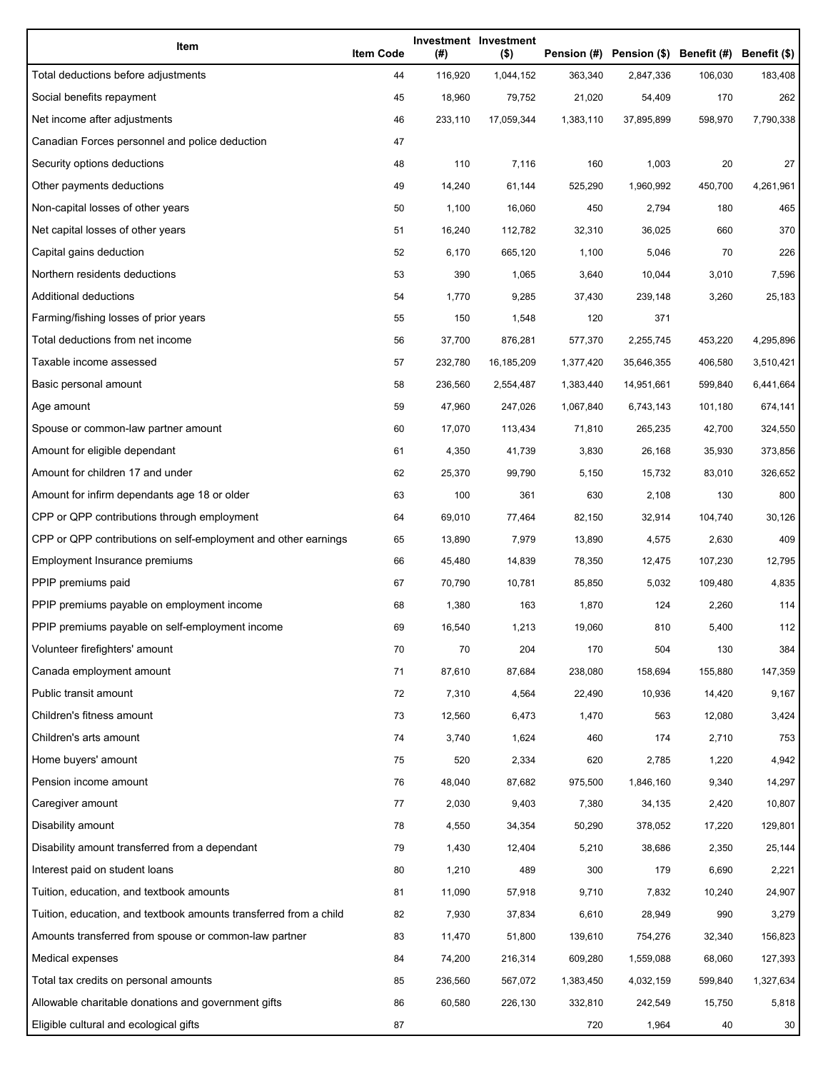| Item | Item Code | Investment (#) | Investment ($) | Pension (#) | Pension ($) | Benefit (#) | Benefit ($) |
|---|---|---|---|---|---|---|---|
| Total deductions before adjustments | 44 | 116,920 | 1,044,152 | 363,340 | 2,847,336 | 106,030 | 183,408 |
| Social benefits repayment | 45 | 18,960 | 79,752 | 21,020 | 54,409 | 170 | 262 |
| Net income after adjustments | 46 | 233,110 | 17,059,344 | 1,383,110 | 37,895,899 | 598,970 | 7,790,338 |
| Canadian Forces personnel and police deduction | 47 | | | | | | |
| Security options deductions | 48 | 110 | 7,116 | 160 | 1,003 | 20 | 27 |
| Other payments deductions | 49 | 14,240 | 61,144 | 525,290 | 1,960,992 | 450,700 | 4,261,961 |
| Non-capital losses of other years | 50 | 1,100 | 16,060 | 450 | 2,794 | 180 | 465 |
| Net capital losses of other years | 51 | 16,240 | 112,782 | 32,310 | 36,025 | 660 | 370 |
| Capital gains deduction | 52 | 6,170 | 665,120 | 1,100 | 5,046 | 70 | 226 |
| Northern residents deductions | 53 | 390 | 1,065 | 3,640 | 10,044 | 3,010 | 7,596 |
| Additional deductions | 54 | 1,770 | 9,285 | 37,430 | 239,148 | 3,260 | 25,183 |
| Farming/fishing losses of prior years | 55 | 150 | 1,548 | 120 | 371 | | |
| Total deductions from net income | 56 | 37,700 | 876,281 | 577,370 | 2,255,745 | 453,220 | 4,295,896 |
| Taxable income assessed | 57 | 232,780 | 16,185,209 | 1,377,420 | 35,646,355 | 406,580 | 3,510,421 |
| Basic personal amount | 58 | 236,560 | 2,554,487 | 1,383,440 | 14,951,661 | 599,840 | 6,441,664 |
| Age amount | 59 | 47,960 | 247,026 | 1,067,840 | 6,743,143 | 101,180 | 674,141 |
| Spouse or common-law partner amount | 60 | 17,070 | 113,434 | 71,810 | 265,235 | 42,700 | 324,550 |
| Amount for eligible dependant | 61 | 4,350 | 41,739 | 3,830 | 26,168 | 35,930 | 373,856 |
| Amount for children 17 and under | 62 | 25,370 | 99,790 | 5,150 | 15,732 | 83,010 | 326,652 |
| Amount for infirm dependants age 18 or older | 63 | 100 | 361 | 630 | 2,108 | 130 | 800 |
| CPP or QPP contributions through employment | 64 | 69,010 | 77,464 | 82,150 | 32,914 | 104,740 | 30,126 |
| CPP or QPP contributions on self-employment and other earnings | 65 | 13,890 | 7,979 | 13,890 | 4,575 | 2,630 | 409 |
| Employment Insurance premiums | 66 | 45,480 | 14,839 | 78,350 | 12,475 | 107,230 | 12,795 |
| PPIP premiums paid | 67 | 70,790 | 10,781 | 85,850 | 5,032 | 109,480 | 4,835 |
| PPIP premiums payable on employment income | 68 | 1,380 | 163 | 1,870 | 124 | 2,260 | 114 |
| PPIP premiums payable on self-employment income | 69 | 16,540 | 1,213 | 19,060 | 810 | 5,400 | 112 |
| Volunteer firefighters' amount | 70 | 70 | 204 | 170 | 504 | 130 | 384 |
| Canada employment amount | 71 | 87,610 | 87,684 | 238,080 | 158,694 | 155,880 | 147,359 |
| Public transit amount | 72 | 7,310 | 4,564 | 22,490 | 10,936 | 14,420 | 9,167 |
| Children's fitness amount | 73 | 12,560 | 6,473 | 1,470 | 563 | 12,080 | 3,424 |
| Children's arts amount | 74 | 3,740 | 1,624 | 460 | 174 | 2,710 | 753 |
| Home buyers' amount | 75 | 520 | 2,334 | 620 | 2,785 | 1,220 | 4,942 |
| Pension income amount | 76 | 48,040 | 87,682 | 975,500 | 1,846,160 | 9,340 | 14,297 |
| Caregiver amount | 77 | 2,030 | 9,403 | 7,380 | 34,135 | 2,420 | 10,807 |
| Disability amount | 78 | 4,550 | 34,354 | 50,290 | 378,052 | 17,220 | 129,801 |
| Disability amount transferred from a dependant | 79 | 1,430 | 12,404 | 5,210 | 38,686 | 2,350 | 25,144 |
| Interest paid on student loans | 80 | 1,210 | 489 | 300 | 179 | 6,690 | 2,221 |
| Tuition, education, and textbook amounts | 81 | 11,090 | 57,918 | 9,710 | 7,832 | 10,240 | 24,907 |
| Tuition, education, and textbook amounts transferred from a child | 82 | 7,930 | 37,834 | 6,610 | 28,949 | 990 | 3,279 |
| Amounts transferred from spouse or common-law partner | 83 | 11,470 | 51,800 | 139,610 | 754,276 | 32,340 | 156,823 |
| Medical expenses | 84 | 74,200 | 216,314 | 609,280 | 1,559,088 | 68,060 | 127,393 |
| Total tax credits on personal amounts | 85 | 236,560 | 567,072 | 1,383,450 | 4,032,159 | 599,840 | 1,327,634 |
| Allowable charitable donations and government gifts | 86 | 60,580 | 226,130 | 332,810 | 242,549 | 15,750 | 5,818 |
| Eligible cultural and ecological gifts | 87 | | | 720 | 1,964 | 40 | 30 |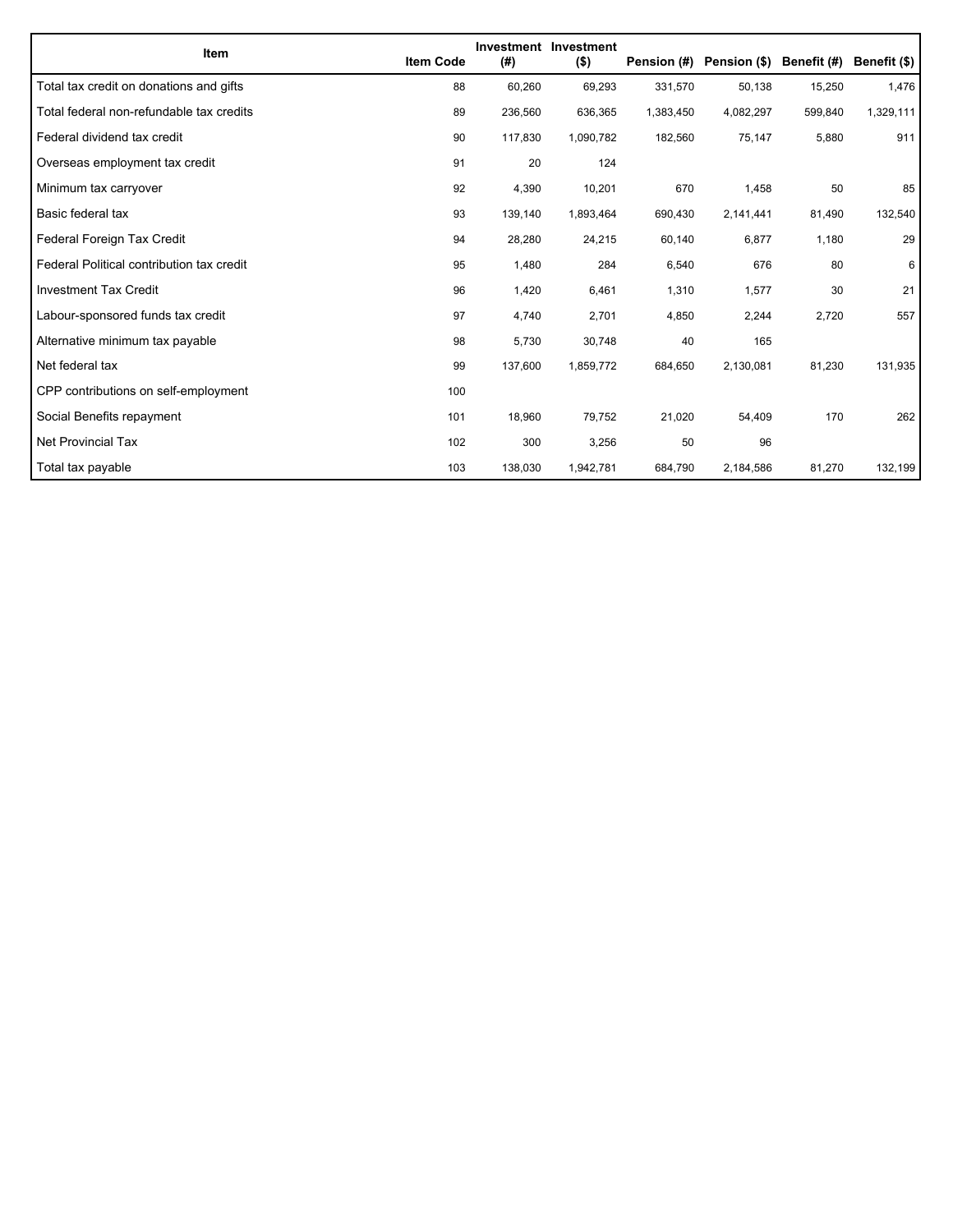| Item | Item Code | Investment (#) | Investment ($) | Pension (#) | Pension ($) | Benefit (#) | Benefit ($) |
|---|---|---|---|---|---|---|---|
| Total tax credit on donations and gifts | 88 | 60,260 | 69,293 | 331,570 | 50,138 | 15,250 | 1,476 |
| Total federal non-refundable tax credits | 89 | 236,560 | 636,365 | 1,383,450 | 4,082,297 | 599,840 | 1,329,111 |
| Federal dividend tax credit | 90 | 117,830 | 1,090,782 | 182,560 | 75,147 | 5,880 | 911 |
| Overseas employment tax credit | 91 | 20 | 124 | | | | |
| Minimum tax carryover | 92 | 4,390 | 10,201 | 670 | 1,458 | 50 | 85 |
| Basic federal tax | 93 | 139,140 | 1,893,464 | 690,430 | 2,141,441 | 81,490 | 132,540 |
| Federal Foreign Tax Credit | 94 | 28,280 | 24,215 | 60,140 | 6,877 | 1,180 | 29 |
| Federal Political contribution tax credit | 95 | 1,480 | 284 | 6,540 | 676 | 80 | 6 |
| Investment Tax Credit | 96 | 1,420 | 6,461 | 1,310 | 1,577 | 30 | 21 |
| Labour-sponsored funds tax credit | 97 | 4,740 | 2,701 | 4,850 | 2,244 | 2,720 | 557 |
| Alternative minimum tax payable | 98 | 5,730 | 30,748 | 40 | 165 | | |
| Net federal tax | 99 | 137,600 | 1,859,772 | 684,650 | 2,130,081 | 81,230 | 131,935 |
| CPP contributions on self-employment | 100 | | | | | | |
| Social Benefits repayment | 101 | 18,960 | 79,752 | 21,020 | 54,409 | 170 | 262 |
| Net Provincial Tax | 102 | 300 | 3,256 | 50 | 96 | | |
| Total tax payable | 103 | 138,030 | 1,942,781 | 684,790 | 2,184,586 | 81,270 | 132,199 |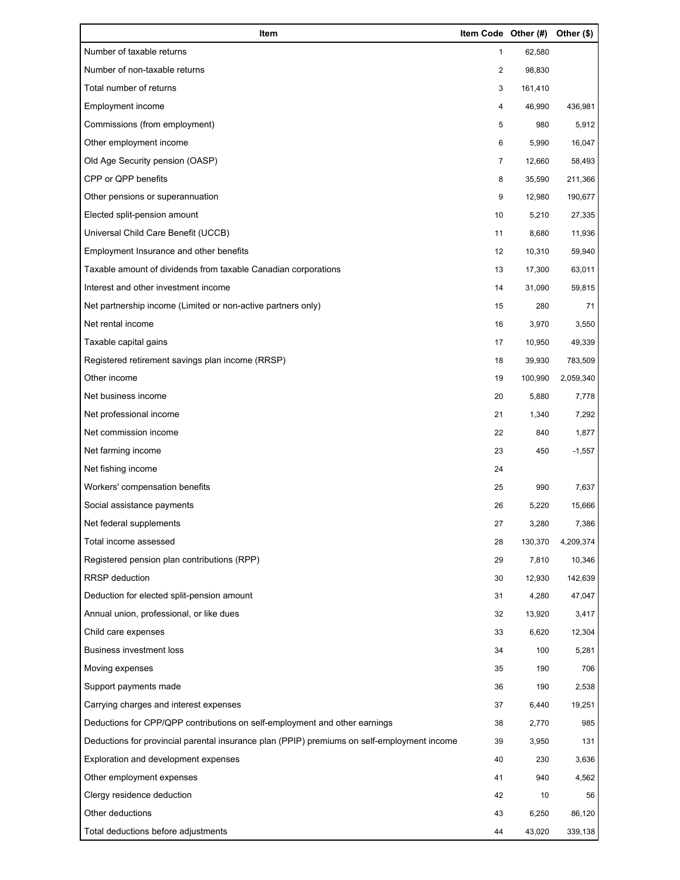| Item | Item Code | Other (#) | Other ($) |
|---|---|---|---|
| Number of taxable returns | 1 | 62,580 | |
| Number of non-taxable returns | 2 | 98,830 | |
| Total number of returns | 3 | 161,410 | |
| Employment income | 4 | 46,990 | 436,981 |
| Commissions (from employment) | 5 | 980 | 5,912 |
| Other employment income | 6 | 5,990 | 16,047 |
| Old Age Security pension (OASP) | 7 | 12,660 | 58,493 |
| CPP or QPP benefits | 8 | 35,590 | 211,366 |
| Other pensions or superannuation | 9 | 12,980 | 190,677 |
| Elected split-pension amount | 10 | 5,210 | 27,335 |
| Universal Child Care Benefit (UCCB) | 11 | 8,680 | 11,936 |
| Employment Insurance and other benefits | 12 | 10,310 | 59,940 |
| Taxable amount of dividends from taxable Canadian corporations | 13 | 17,300 | 63,011 |
| Interest and other investment income | 14 | 31,090 | 59,815 |
| Net partnership income (Limited or non-active partners only) | 15 | 280 | 71 |
| Net rental income | 16 | 3,970 | 3,550 |
| Taxable capital gains | 17 | 10,950 | 49,339 |
| Registered retirement savings plan income (RRSP) | 18 | 39,930 | 783,509 |
| Other income | 19 | 100,990 | 2,059,340 |
| Net business income | 20 | 5,880 | 7,778 |
| Net professional income | 21 | 1,340 | 7,292 |
| Net commission income | 22 | 840 | 1,877 |
| Net farming income | 23 | 450 | -1,557 |
| Net fishing income | 24 | | |
| Workers' compensation benefits | 25 | 990 | 7,637 |
| Social assistance payments | 26 | 5,220 | 15,666 |
| Net federal supplements | 27 | 3,280 | 7,386 |
| Total income assessed | 28 | 130,370 | 4,209,374 |
| Registered pension plan contributions (RPP) | 29 | 7,810 | 10,346 |
| RRSP deduction | 30 | 12,930 | 142,639 |
| Deduction for elected split-pension amount | 31 | 4,280 | 47,047 |
| Annual union, professional, or like dues | 32 | 13,920 | 3,417 |
| Child care expenses | 33 | 6,620 | 12,304 |
| Business investment loss | 34 | 100 | 5,281 |
| Moving expenses | 35 | 190 | 706 |
| Support payments made | 36 | 190 | 2,538 |
| Carrying charges and interest expenses | 37 | 6,440 | 19,251 |
| Deductions for CPP/QPP contributions on self-employment and other earnings | 38 | 2,770 | 985 |
| Deductions for provincial parental insurance plan (PPIP) premiums on self-employment income | 39 | 3,950 | 131 |
| Exploration and development expenses | 40 | 230 | 3,636 |
| Other employment expenses | 41 | 940 | 4,562 |
| Clergy residence deduction | 42 | 10 | 56 |
| Other deductions | 43 | 6,250 | 86,120 |
| Total deductions before adjustments | 44 | 43,020 | 339,138 |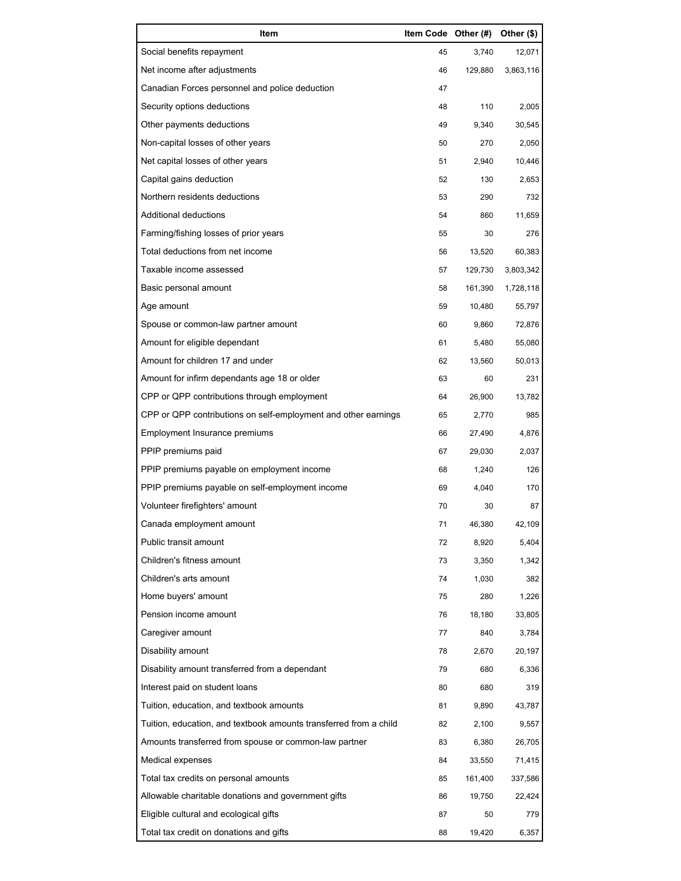| Item | Item Code | Other (#) | Other ($) |
| --- | --- | --- | --- |
| Social benefits repayment | 45 | 3,740 | 12,071 |
| Net income after adjustments | 46 | 129,880 | 3,863,116 |
| Canadian Forces personnel and police deduction | 47 | | |
| Security options deductions | 48 | 110 | 2,005 |
| Other payments deductions | 49 | 9,340 | 30,545 |
| Non-capital losses of other years | 50 | 270 | 2,050 |
| Net capital losses of other years | 51 | 2,940 | 10,446 |
| Capital gains deduction | 52 | 130 | 2,653 |
| Northern residents deductions | 53 | 290 | 732 |
| Additional deductions | 54 | 860 | 11,659 |
| Farming/fishing losses of prior years | 55 | 30 | 276 |
| Total deductions from net income | 56 | 13,520 | 60,383 |
| Taxable income assessed | 57 | 129,730 | 3,803,342 |
| Basic personal amount | 58 | 161,390 | 1,728,118 |
| Age amount | 59 | 10,480 | 55,797 |
| Spouse or common-law partner amount | 60 | 9,860 | 72,876 |
| Amount for eligible dependant | 61 | 5,480 | 55,080 |
| Amount for children 17 and under | 62 | 13,560 | 50,013 |
| Amount for infirm dependants age 18 or older | 63 | 60 | 231 |
| CPP or QPP contributions through employment | 64 | 26,900 | 13,782 |
| CPP or QPP contributions on self-employment and other earnings | 65 | 2,770 | 985 |
| Employment Insurance premiums | 66 | 27,490 | 4,876 |
| PPIP premiums paid | 67 | 29,030 | 2,037 |
| PPIP premiums payable on employment income | 68 | 1,240 | 126 |
| PPIP premiums payable on self-employment income | 69 | 4,040 | 170 |
| Volunteer firefighters' amount | 70 | 30 | 87 |
| Canada employment amount | 71 | 46,380 | 42,109 |
| Public transit amount | 72 | 8,920 | 5,404 |
| Children's fitness amount | 73 | 3,350 | 1,342 |
| Children's arts amount | 74 | 1,030 | 382 |
| Home buyers' amount | 75 | 280 | 1,226 |
| Pension income amount | 76 | 18,180 | 33,805 |
| Caregiver amount | 77 | 840 | 3,784 |
| Disability amount | 78 | 2,670 | 20,197 |
| Disability amount transferred from a dependant | 79 | 680 | 6,336 |
| Interest paid on student loans | 80 | 680 | 319 |
| Tuition, education, and textbook amounts | 81 | 9,890 | 43,787 |
| Tuition, education, and textbook amounts transferred from a child | 82 | 2,100 | 9,557 |
| Amounts transferred from spouse or common-law partner | 83 | 6,380 | 26,705 |
| Medical expenses | 84 | 33,550 | 71,415 |
| Total tax credits on personal amounts | 85 | 161,400 | 337,586 |
| Allowable charitable donations and government gifts | 86 | 19,750 | 22,424 |
| Eligible cultural and ecological gifts | 87 | 50 | 779 |
| Total tax credit on donations and gifts | 88 | 19,420 | 6,357 |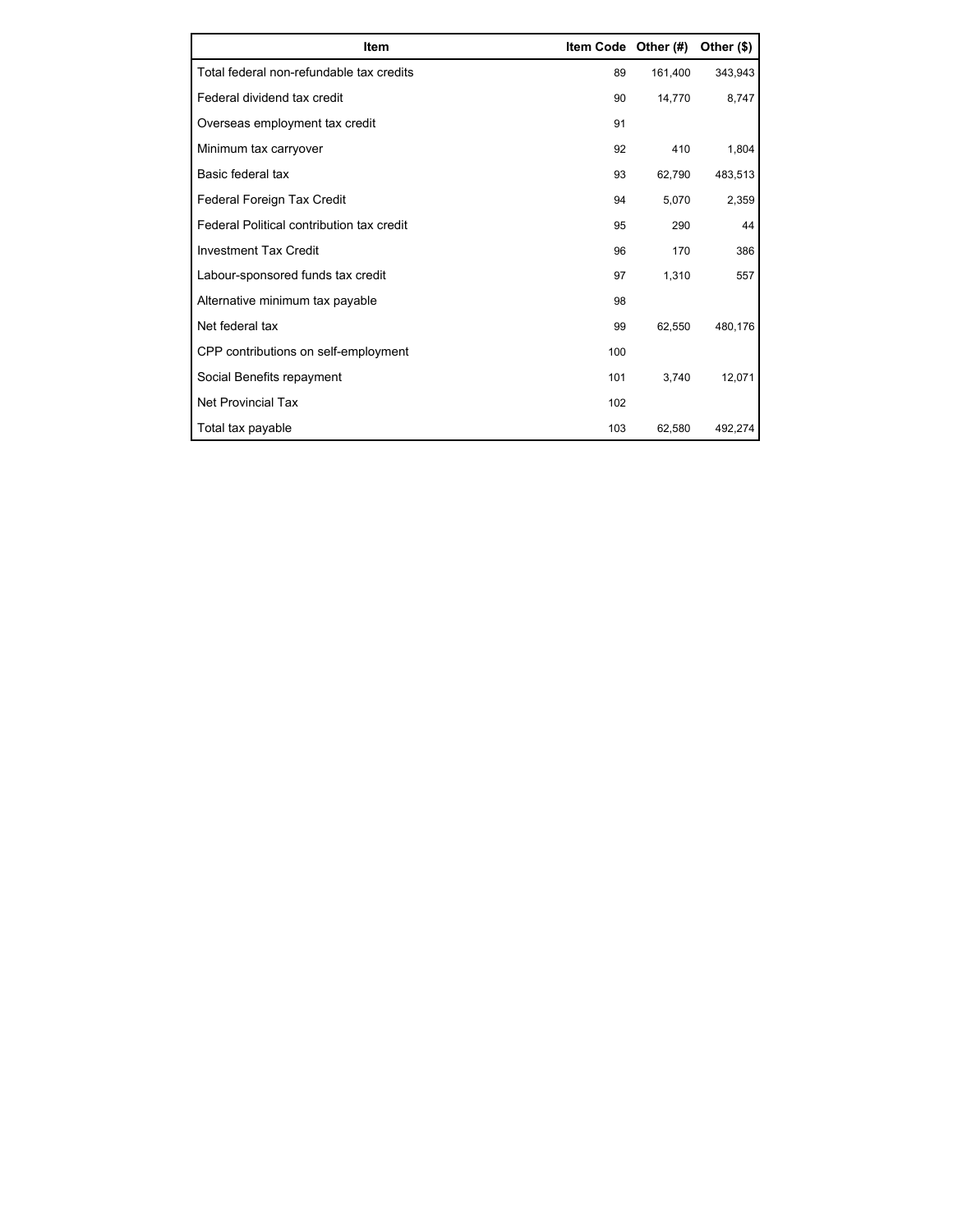| Item | Item Code | Other (#) | Other ($) |
| --- | --- | --- | --- |
| Total federal non-refundable tax credits | 89 | 161,400 | 343,943 |
| Federal dividend tax credit | 90 | 14,770 | 8,747 |
| Overseas employment tax credit | 91 | | |
| Minimum tax carryover | 92 | 410 | 1,804 |
| Basic federal tax | 93 | 62,790 | 483,513 |
| Federal Foreign Tax Credit | 94 | 5,070 | 2,359 |
| Federal Political contribution tax credit | 95 | 290 | 44 |
| Investment Tax Credit | 96 | 170 | 386 |
| Labour-sponsored funds tax credit | 97 | 1,310 | 557 |
| Alternative minimum tax payable | 98 | | |
| Net federal tax | 99 | 62,550 | 480,176 |
| CPP contributions on self-employment | 100 | | |
| Social Benefits repayment | 101 | 3,740 | 12,071 |
| Net Provincial Tax | 102 | | |
| Total tax payable | 103 | 62,580 | 492,274 |